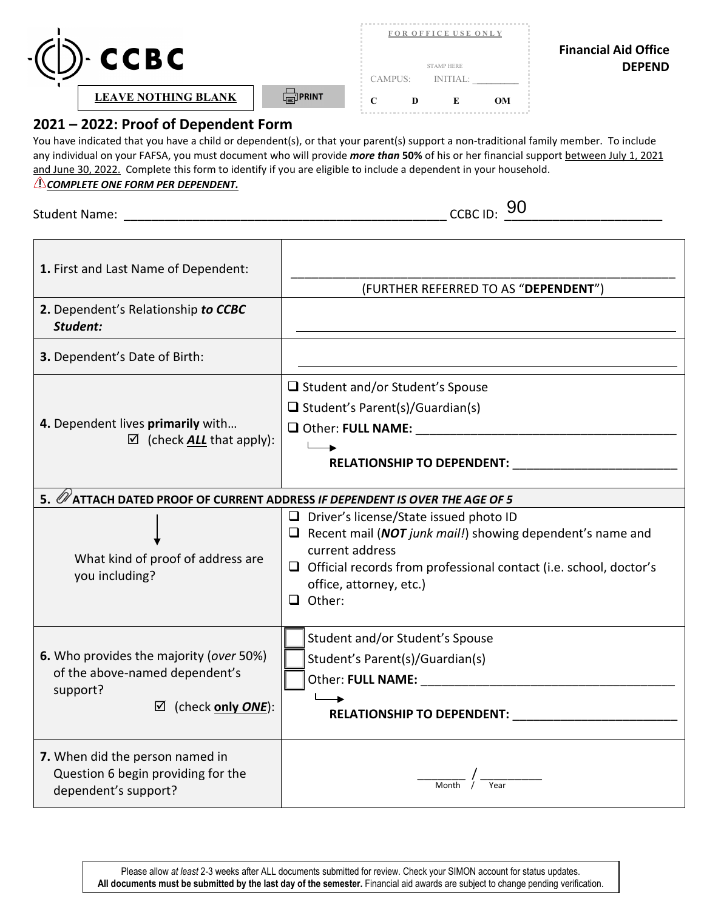CCBC

**LEAVE NOTHING BLANK**

PRINT

| FOR OFFICE USE ONLY | | | |
|---|---|---|---|
| STAMP HERE | | | |
| CAMPUS: | INITIAL: ________ | | |
| C | D | E | OM |

**Financial Aid Office**
**DEPEND**

## 2021 – 2022: Proof of Dependent Form

You have indicated that you have a child or dependent(s), or that your parent(s) support a non-traditional family member. To include any individual on your FAFSA, you must document who will provide ***more than*** **50%** of his or her financial support between July 1, 2021 and June 30, 2022. Complete this form to identify if you are eligible to include a dependent in your household.

⚠***COMPLETE ONE FORM PER DEPENDENT.***

Student Name: ______________________________________________ CCBC ID: 90______________________

| | |
|---|---|
| **1.** First and Last Name of Dependent: | ______________________________________________ (FURTHER REFERRED TO AS "**DEPENDENT**") |
| **2.** Dependent's Relationship ***to CCBC Student:*** | ______________________________________________ |
| **3.** Dependent's Date of Birth: | ______________________________________________ |
| **4.** Dependent lives **primarily** with… ☑ (check ***ALL*** that apply): | ❑ Student and/or Student's Spouse<br>❑ Student's Parent(s)/Guardian(s)<br>❑ Other: **FULL NAME:** ______________________<br>→ **RELATIONSHIP TO DEPENDENT:** ______________________ |
| **5.** 📎**ATTACH DATED PROOF OF CURRENT ADDRESS** ***IF DEPENDENT IS OVER THE AGE OF 5*** | |
| What kind of proof of address are you including? | ❑ Driver's license/State issued photo ID<br>❑ Recent mail (***NOT*** *junk mail!*) showing dependent's name and current address<br>❑ Official records from professional contact (i.e. school, doctor's office, attorney, etc.)<br>❑ Other: |
| **6.** Who provides the majority (*over* 50%) of the above-named dependent's support? ☑ (check **only *ONE***): | ☐ Student and/or Student's Spouse<br>☐ Student's Parent(s)/Guardian(s)<br>☐ Other: **FULL NAME:** ______________________<br>→ **RELATIONSHIP TO DEPENDENT:** ______________________ |
| **7.** When did the person named in Question 6 begin providing for the dependent's support? | _______ / _________<br>Month / Year |

Please allow *at least* 2-3 weeks after ALL documents submitted for review. Check your SIMON account for status updates. **All documents must be submitted by the last day of the semester.** Financial aid awards are subject to change pending verification.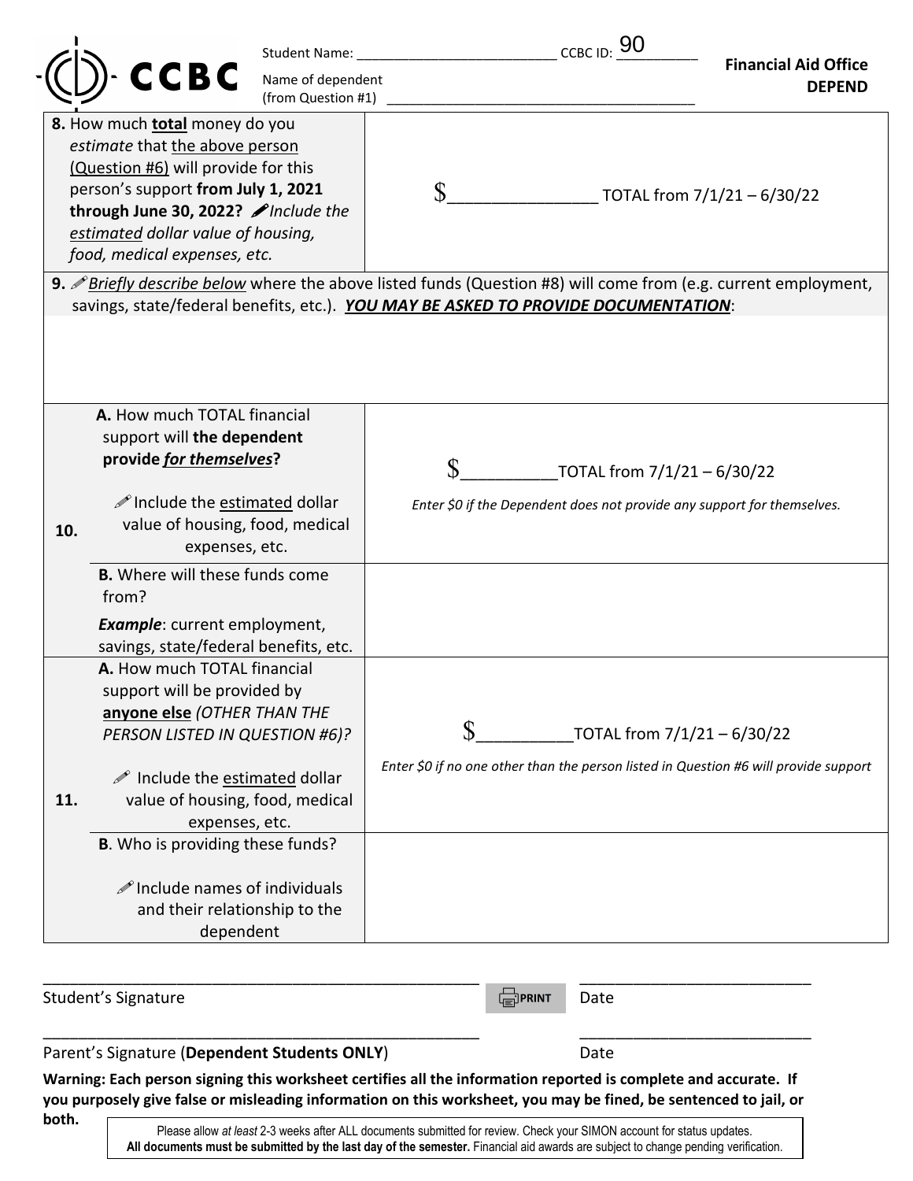CCBC

Student Name: ___________________________ CCBC ID: 90__________

Name of dependent (from Question #1) ________________________________________

**Financial Aid Office**
**DEPEND**

| | | |
|---|---|---|
| **8.** | How much **total** money do you *estimate* that the above person (Question #6) will provide for this person's support **from July 1, 2021 through June 30, 2022?** ✎ *Include the estimated dollar value of housing, food, medical expenses, etc.* | $________________ TOTAL from 7/1/21 – 6/30/22 |
| **9.** | ✎ *Briefly describe below* where the above listed funds (Question #8) will come from (e.g. current employment, savings, state/federal benefits, etc.). ***YOU MAY BE ASKED TO PROVIDE DOCUMENTATION***: | |
| **10.** | **A.** How much TOTAL financial support will **the dependent provide *for themselves*?** ✎ Include the estimated dollar value of housing, food, medical expenses, etc. | $__________TOTAL from 7/1/21 – 6/30/22 *Enter $0 if the Dependent does not provide any support for themselves.* |
| | **B.** Where will these funds come from? ***Example***: current employment, savings, state/federal benefits, etc. | |
| **11.** | **A.** How much TOTAL financial support will be provided by **anyone else** *(OTHER THAN THE PERSON LISTED IN QUESTION #6)?* ✎ Include the estimated dollar value of housing, food, medical expenses, etc. | $__________TOTAL from 7/1/21 – 6/30/22 *Enter $0 if no one other than the person listed in Question #6 will provide support* |
| | **B**. Who is providing these funds? ✎ Include names of individuals and their relationship to the dependent | |

_____________________________________________ _________________________

Student's Signature Date

_____________________________________________ _________________________

Parent's Signature (**Dependent Students ONLY**) Date

**Warning: Each person signing this worksheet certifies all the information reported is complete and accurate. If you purposely give false or misleading information on this worksheet, you may be fined, be sentenced to jail, or both.**

Please allow *at least* 2-3 weeks after ALL documents submitted for review. Check your SIMON account for status updates. **All documents must be submitted by the last day of the semester.** Financial aid awards are subject to change pending verification.